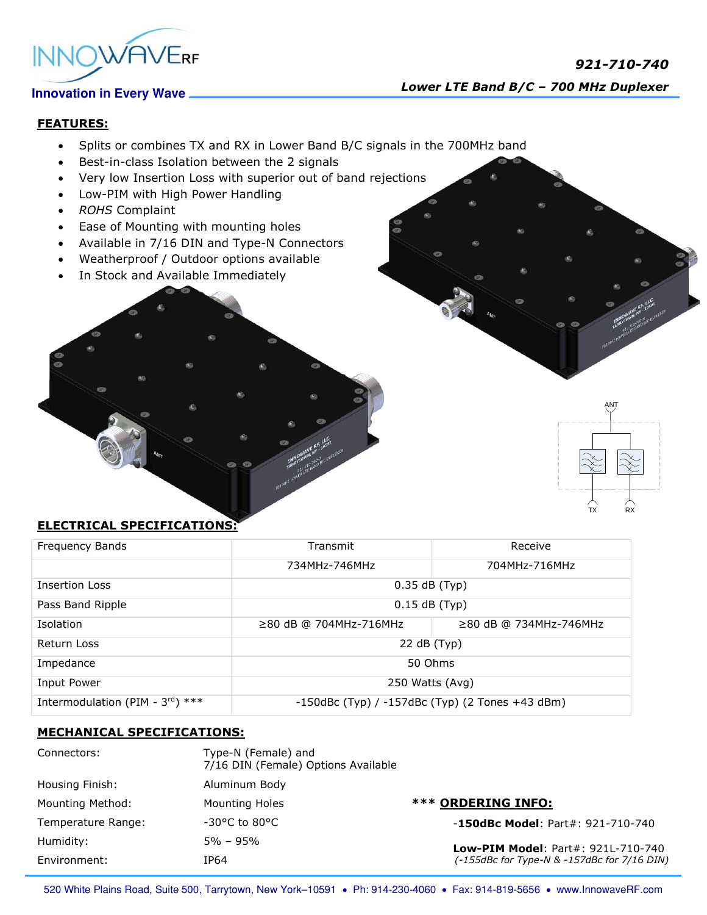# 921-710-740

**Lower LTE Band B/C – 700 MHz Duplexer**

Innovation in Every Wave

## FEATURES:

- Splits or combines TX and RX in Lower Band B/C signals in the 700MHz band
- Best-in-class Isolation between the 2 signals
- Very low Insertion Loss with superior out of band rejections
- Low-PIM with High Power Handling
- *ROHS* Complaint
- Ease of Mounting with mounting holes
- Available in 7/16 DIN and Type-N Connectors
- Weatherproof / Outdoor options available
- In Stock and Available Immediately

## ELECTRICAL SPECIFICATIONS:

| Frequency Bands | Transmit | Receive |
|---|---|---|
| | 734MHz-746MHz | 704MHz-716MHz |
| Insertion Loss | 0.35 dB (Typ) | |
| Pass Band Ripple | 0.15 dB (Typ) | |
| Isolation | ≥80 dB @ 704MHz-716MHz | ≥80 dB @ 734MHz-746MHz |
| Return Loss | 22 dB (Typ) | |
| Impedance | 50 Ohms | |
| Input Power | 250 Watts (Avg) | |
| Intermodulation (PIM - 3rd) *** | -150dBc (Typ) / -157dBc (Typ) (2 Tones +43 dBm) | |

## MECHANICAL SPECIFICATIONS:

| | |
|---|---|
| Connectors: | Type-N (Female) and 7/16 DIN (Female) Options Available |
| Housing Finish: | Aluminum Body |
| Mounting Method: | Mounting Holes |
| Temperature Range: | -30°C to 80°C |
| Humidity: | 5% – 95% |
| Environment: | IP64 |

### *** ORDERING INFO:

-**150dBc Model**: Part#: 921-710-740

**Low-PIM Model**: Part#: 921L-710-740
*(-155dBc for Type-N & -157dBc for 7/16 DIN)*

520 White Plains Road, Suite 500, Tarrytown, New York–10591 • Ph: 914-230-4060 • Fax: 914-819-5656 • www.InnowaveRF.com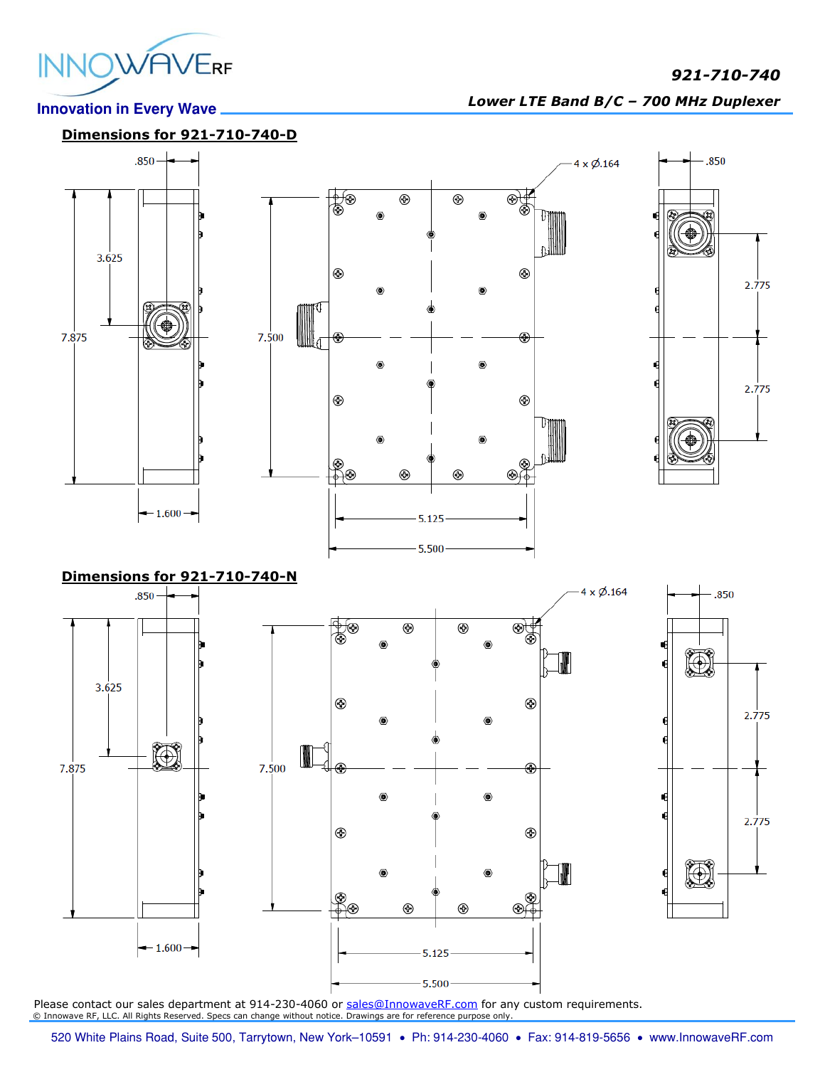921-710-740

***Lower LTE Band B/C – 700 MHz Duplexer***

## Dimensions for 921-710-740-D

.850

4 x Ø.164

.850

3.625

7.875

7.500

2.775

2.775

1.600

5.125

5.500

## Dimensions for 921-710-740-N

.850

4 x Ø.164

.850

3.625

7.875

7.500

2.775

2.775

1.600

5.125

5.500

Please contact our sales department at 914-230-4060 or sales@InnowaveRF.com for any custom requirements.

© Innowave RF, LLC. All Rights Reserved. Specs can change without notice. Drawings are for reference purpose only.

520 White Plains Road, Suite 500, Tarrytown, New York–10591 • Ph: 914-230-4060 • Fax: 914-819-5656 • www.InnowaveRF.com